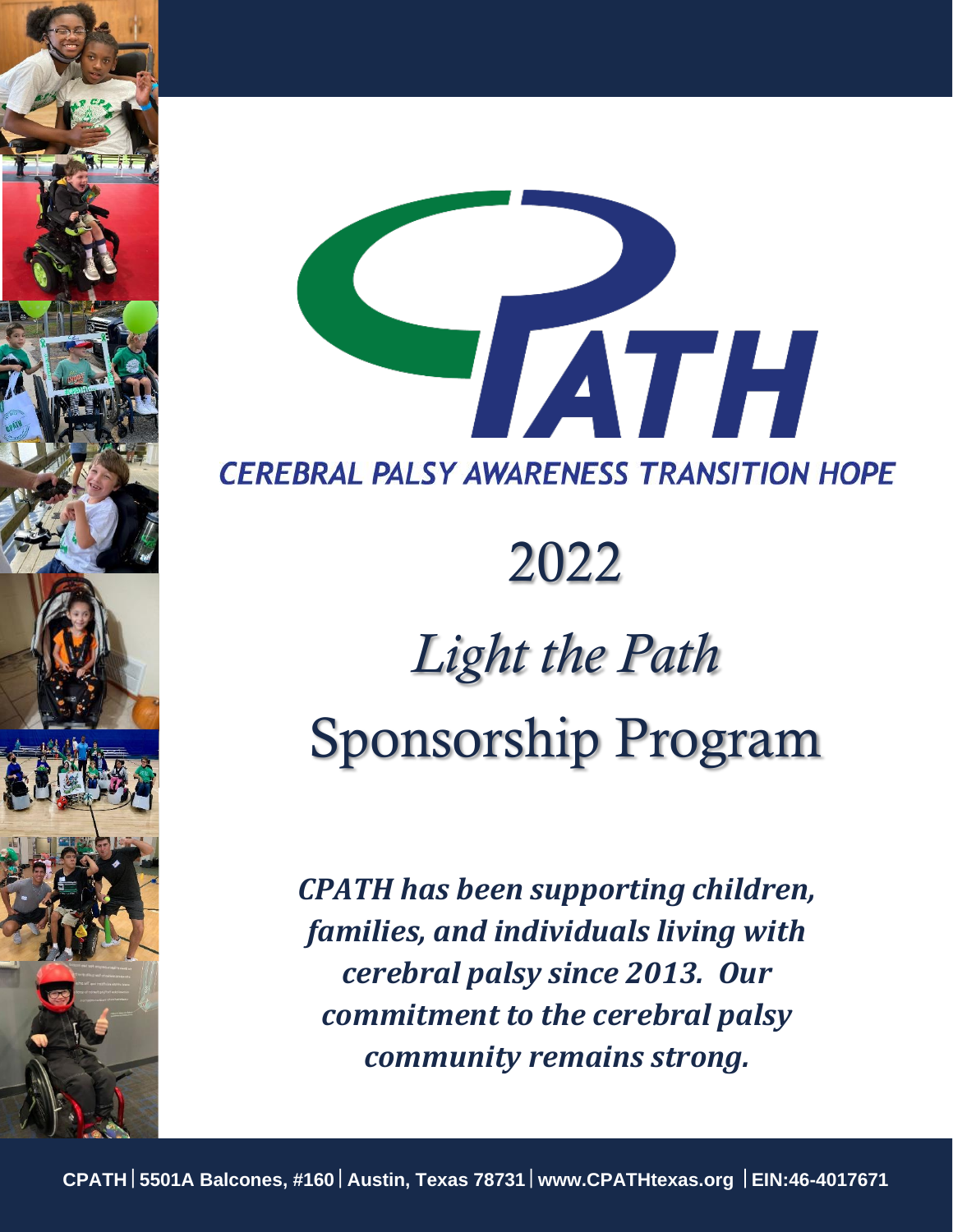# CPATH

## CEREBRAL PALSY AWARENESS TRANSITION HOPE

# 2022

# *Light the Path*

# Sponsorship Program

***CPATH has been supporting children, families, and individuals living with cerebral palsy since 2013. Our commitment to the cerebral palsy community remains strong.***

**CPATH | 5501A Balcones, #160 | Austin, Texas 78731 | www.CPATHtexas.org | EIN:46-4017671**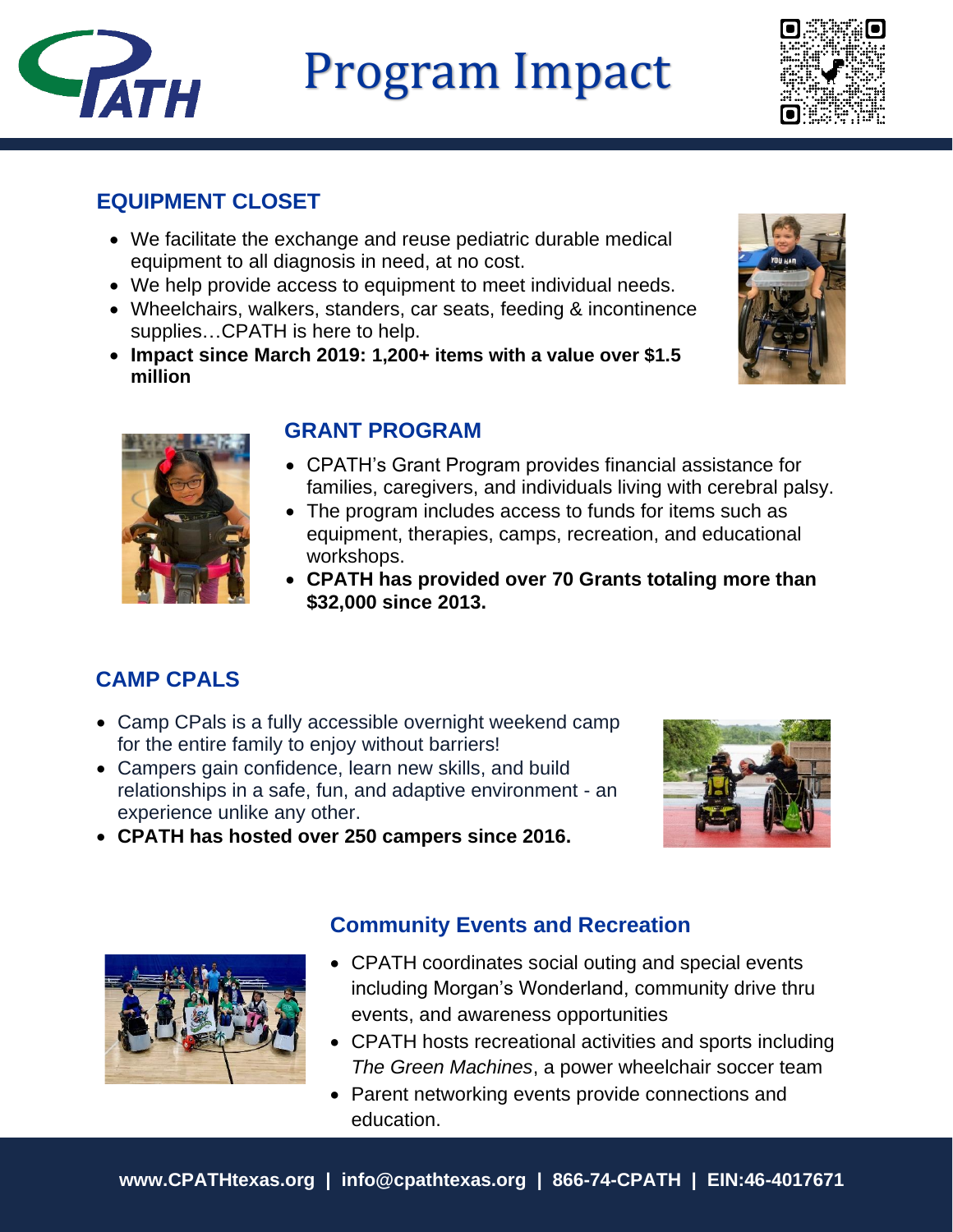# Program Impact

## EQUIPMENT CLOSET

- We facilitate the exchange and reuse pediatric durable medical equipment to all diagnosis in need, at no cost.
- We help provide access to equipment to meet individual needs.
- Wheelchairs, walkers, standers, car seats, feeding & incontinence supplies…CPATH is here to help.
- **Impact since March 2019: 1,200+ items with a value over $1.5 million**

## GRANT PROGRAM

- CPATH's Grant Program provides financial assistance for families, caregivers, and individuals living with cerebral palsy.
- The program includes access to funds for items such as equipment, therapies, camps, recreation, and educational workshops.
- **CPATH has provided over 70 Grants totaling more than $32,000 since 2013.**

## CAMP CPALS

- Camp CPals is a fully accessible overnight weekend camp for the entire family to enjoy without barriers!
- Campers gain confidence, learn new skills, and build relationships in a safe, fun, and adaptive environment - an experience unlike any other.
- **CPATH has hosted over 250 campers since 2016.**

## Community Events and Recreation

- CPATH coordinates social outing and special events including Morgan's Wonderland, community drive thru events, and awareness opportunities
- CPATH hosts recreational activities and sports including *The Green Machines*, a power wheelchair soccer team
- Parent networking events provide connections and education.

**www.CPATHtexas.org | info@cpathtexas.org | 866-74-CPATH | EIN:46-4017671**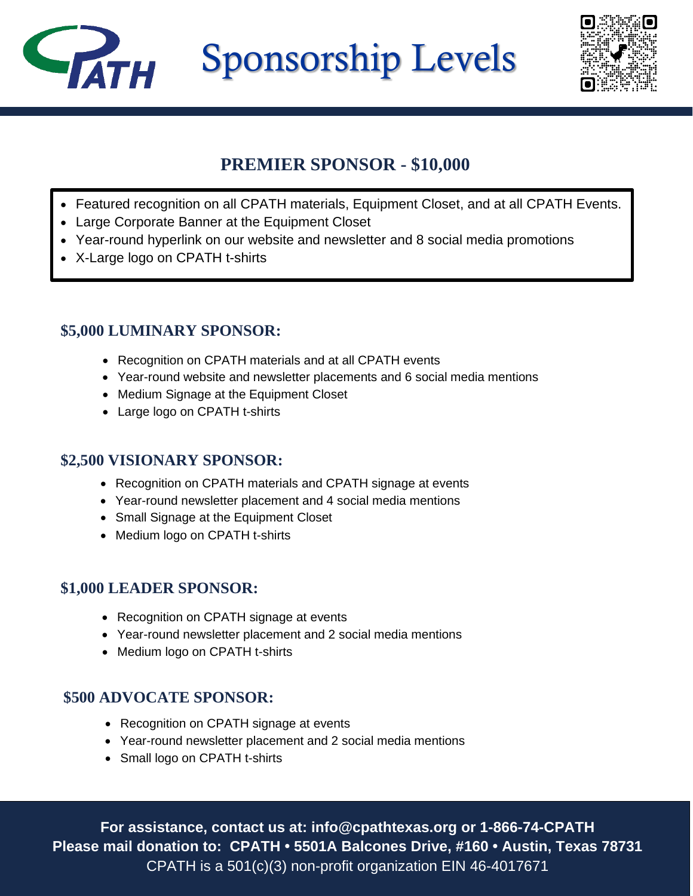# Sponsorship Levels

## PREMIER SPONSOR - $10,000

- Featured recognition on all CPATH materials, Equipment Closet, and at all CPATH Events.
- Large Corporate Banner at the Equipment Closet
- Year-round hyperlink on our website and newsletter and 8 social media promotions
- X-Large logo on CPATH t-shirts

### $5,000 LUMINARY SPONSOR:

- Recognition on CPATH materials and at all CPATH events
- Year-round website and newsletter placements and 6 social media mentions
- Medium Signage at the Equipment Closet
- Large logo on CPATH t-shirts

### $2,500 VISIONARY SPONSOR:

- Recognition on CPATH materials and CPATH signage at events
- Year-round newsletter placement and 4 social media mentions
- Small Signage at the Equipment Closet
- Medium logo on CPATH t-shirts

### $1,000 LEADER SPONSOR:

- Recognition on CPATH signage at events
- Year-round newsletter placement and 2 social media mentions
- Medium logo on CPATH t-shirts

### $500 ADVOCATE SPONSOR:

- Recognition on CPATH signage at events
- Year-round newsletter placement and 2 social media mentions
- Small logo on CPATH t-shirts

**For assistance, contact us at: info@cpathtexas.org or 1-866-74-CPATH**
**Please mail donation to: CPATH • 5501A Balcones Drive, #160 • Austin, Texas 78731**
CPATH is a 501(c)(3) non-profit organization EIN 46-4017671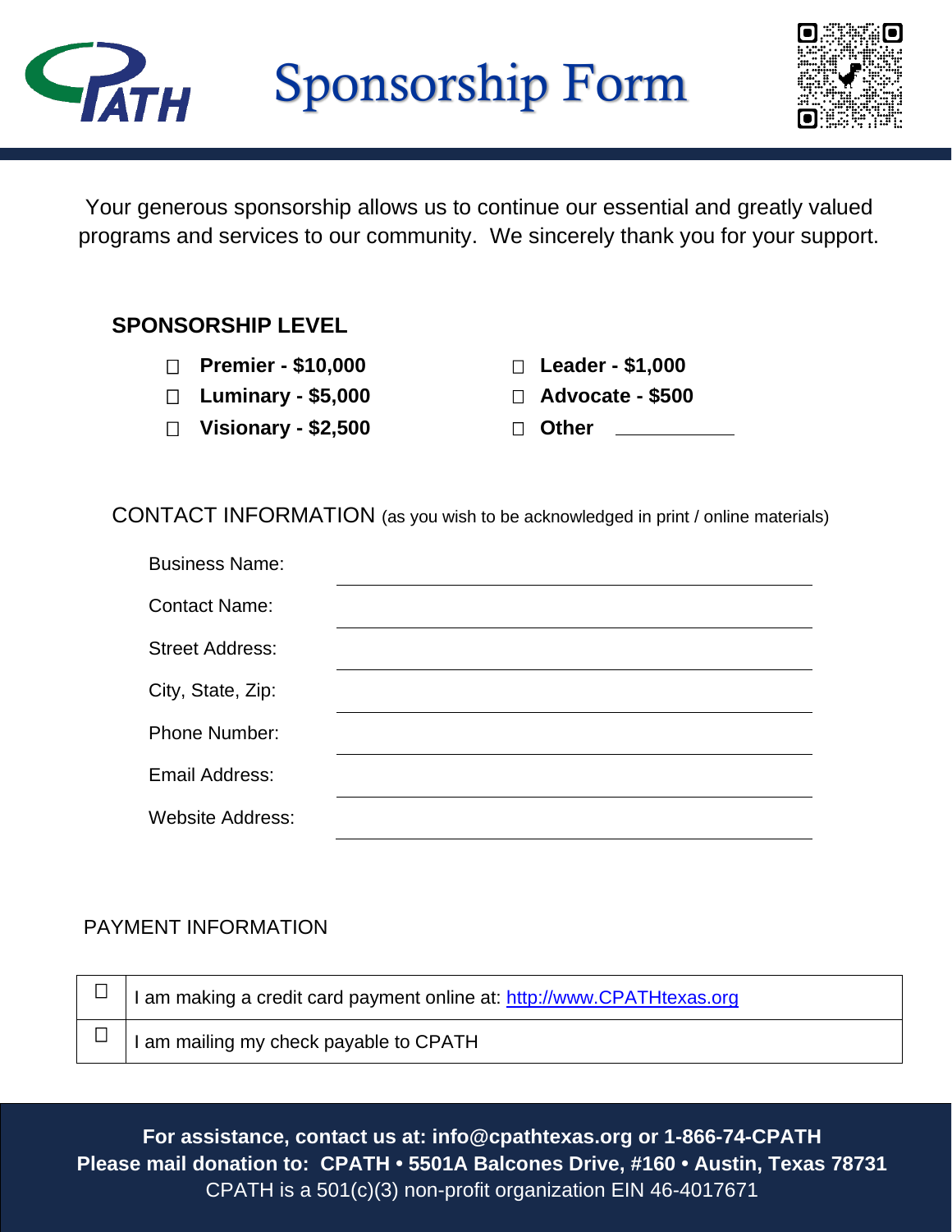# Sponsorship Form

Your generous sponsorship allows us to continue our essential and greatly valued programs and services to our community. We sincerely thank you for your support.

## SPONSORSHIP LEVEL

- ☐ **Premier - $10,000**
- ☐ **Luminary - $5,000**
- ☐ **Visionary - $2,500**
- ☐ **Leader - $1,000**
- ☐ **Advocate - $500**
- ☐ **Other** ___________

## CONTACT INFORMATION (as you wish to be acknowledged in print / online materials)

Business Name: ______________________________

Contact Name: ______________________________

Street Address: ______________________________

City, State, Zip: ______________________________

Phone Number: ______________________________

Email Address: ______________________________

Website Address: ______________________________

## PAYMENT INFORMATION

| | |
|---|---|
| ☐ | I am making a credit card payment online at: http://www.CPATHtexas.org |
| ☐ | I am mailing my check payable to CPATH |

**For assistance, contact us at: info@cpathtexas.org or 1-866-74-CPATH**
**Please mail donation to: CPATH • 5501A Balcones Drive, #160 • Austin, Texas 78731**
CPATH is a 501(c)(3) non-profit organization EIN 46-4017671